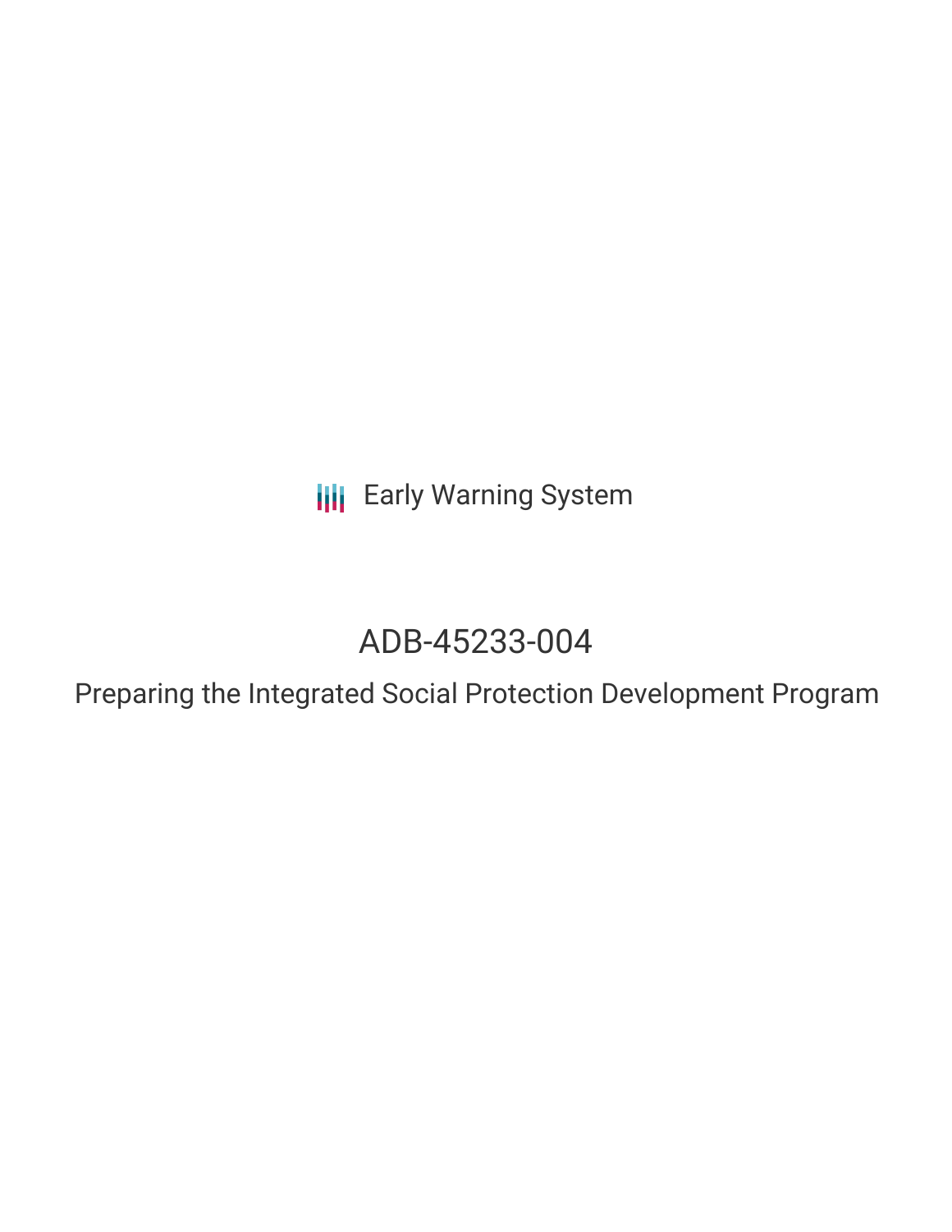Early Warning System

# ADB-45233-004

## Preparing the Integrated Social Protection Development Program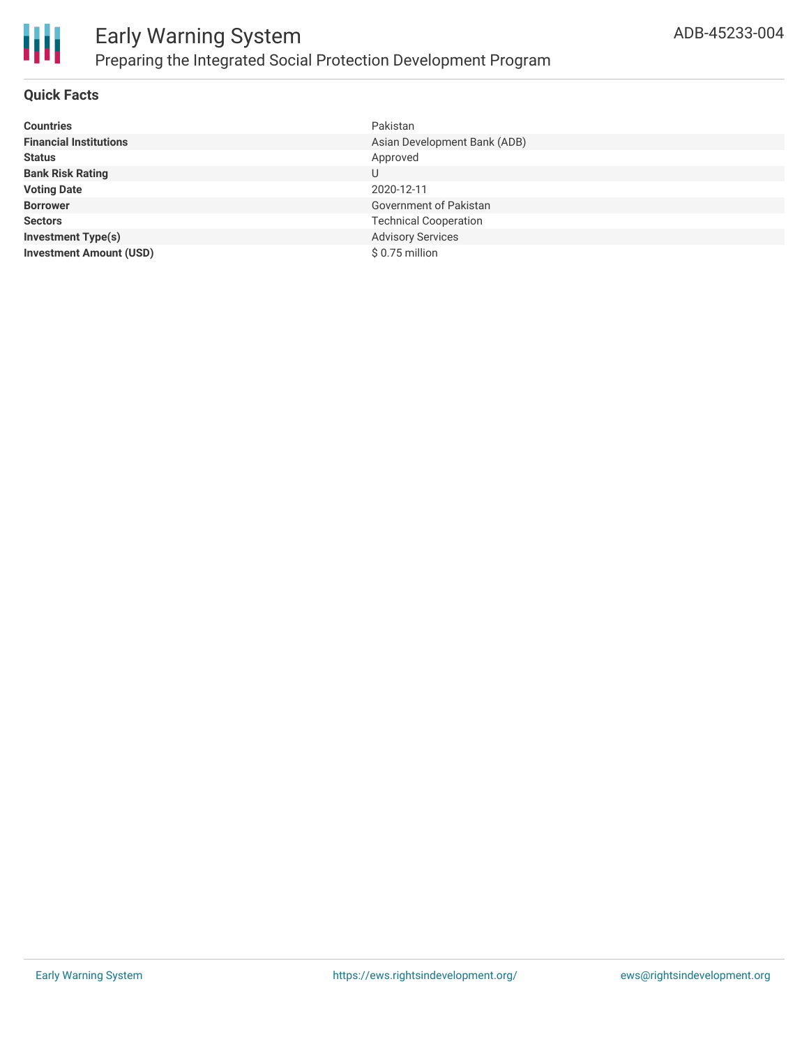# Early Warning System

## Preparing the Integrated Social Protection Development Program

ADB-45233-004

### Quick Facts

| | |
|---|---|
| **Countries** | Pakistan |
| **Financial Institutions** | Asian Development Bank (ADB) |
| **Status** | Approved |
| **Bank Risk Rating** | U |
| **Voting Date** | 2020-12-11 |
| **Borrower** | Government of Pakistan |
| **Sectors** | Technical Cooperation |
| **Investment Type(s)** | Advisory Services |
| **Investment Amount (USD)** | $ 0.75 million |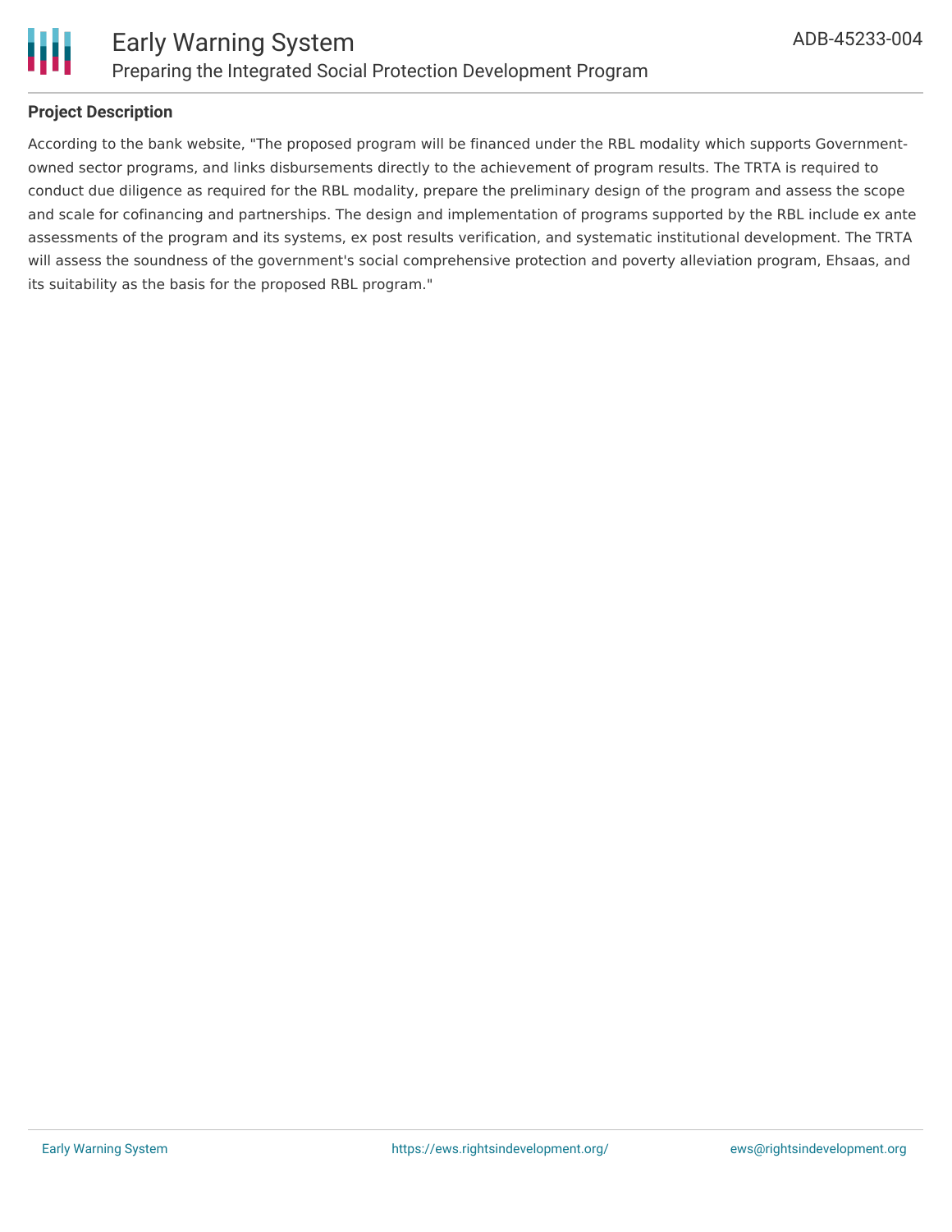## Project Description

According to the bank website, "The proposed program will be financed under the RBL modality which supports Government-owned sector programs, and links disbursements directly to the achievement of program results. The TRTA is required to conduct due diligence as required for the RBL modality, prepare the preliminary design of the program and assess the scope and scale for cofinancing and partnerships. The design and implementation of programs supported by the RBL include ex ante assessments of the program and its systems, ex post results verification, and systematic institutional development. The TRTA will assess the soundness of the government's social comprehensive protection and poverty alleviation program, Ehsaas, and its suitability as the basis for the proposed RBL program."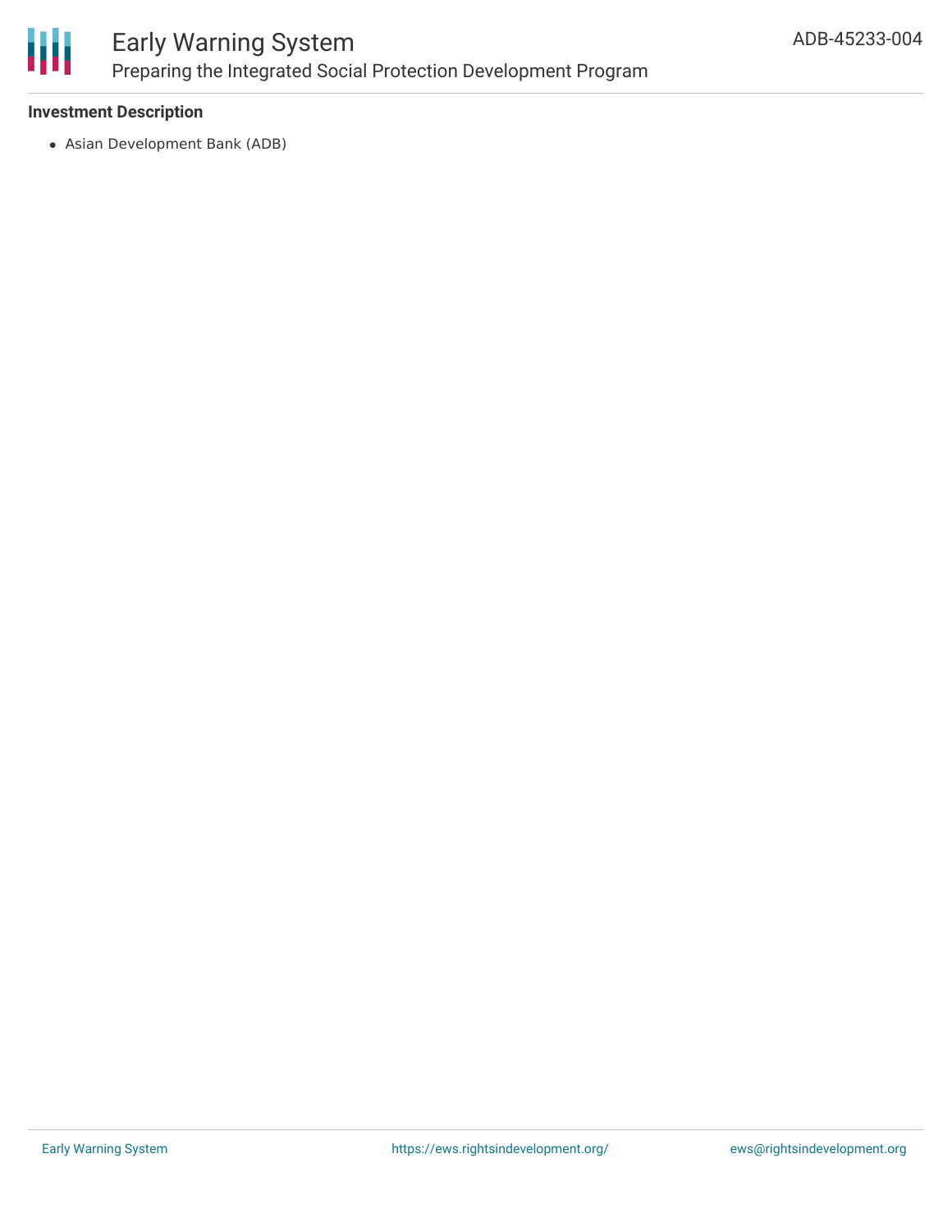### Investment Description

- Asian Development Bank (ADB)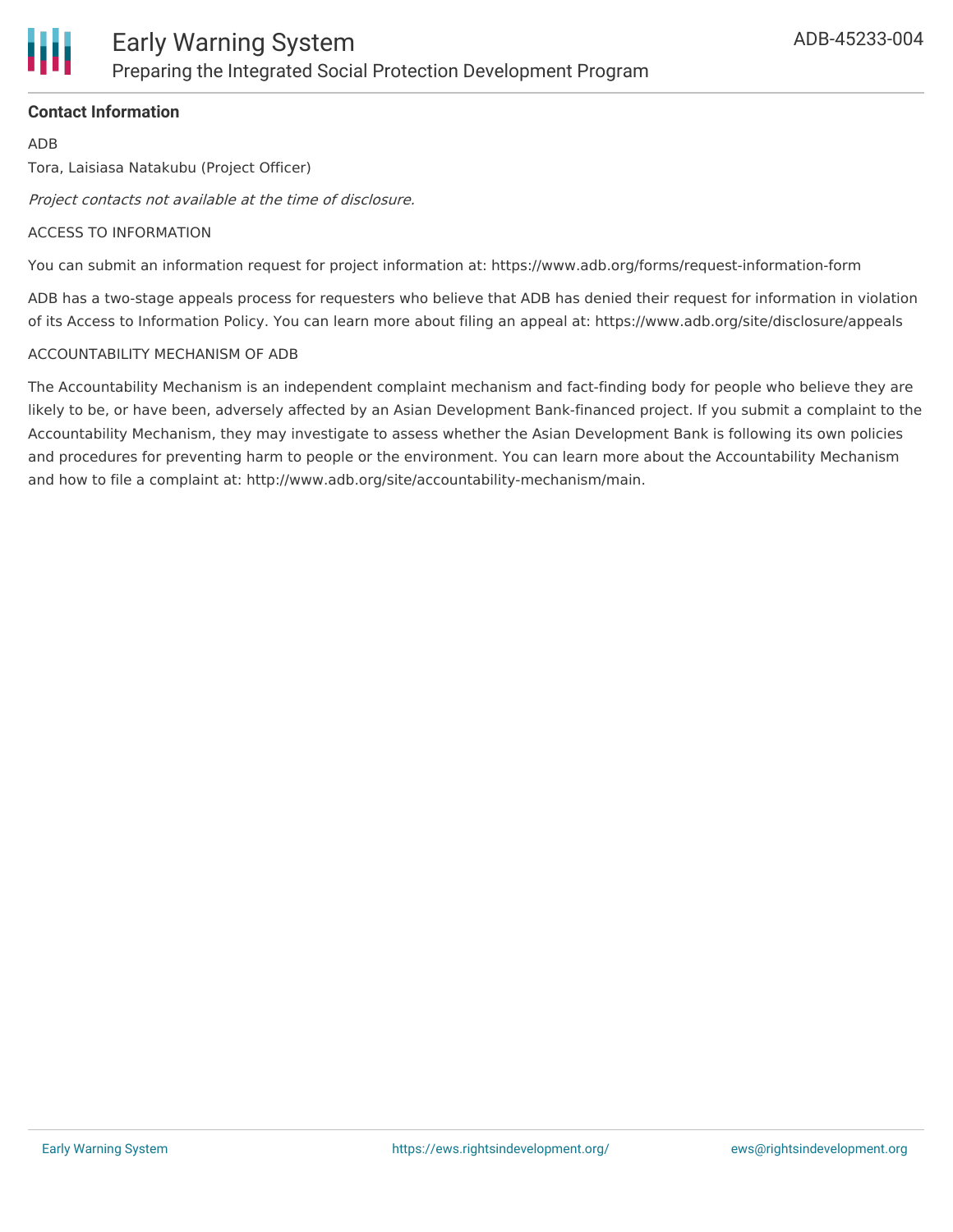**Contact Information**

ADB

Tora, Laisiasa Natakubu (Project Officer)

*Project contacts not available at the time of disclosure.*

ACCESS TO INFORMATION

You can submit an information request for project information at: https://www.adb.org/forms/request-information-form

ADB has a two-stage appeals process for requesters who believe that ADB has denied their request for information in violation of its Access to Information Policy. You can learn more about filing an appeal at: https://www.adb.org/site/disclosure/appeals

ACCOUNTABILITY MECHANISM OF ADB

The Accountability Mechanism is an independent complaint mechanism and fact-finding body for people who believe they are likely to be, or have been, adversely affected by an Asian Development Bank-financed project. If you submit a complaint to the Accountability Mechanism, they may investigate to assess whether the Asian Development Bank is following its own policies and procedures for preventing harm to people or the environment. You can learn more about the Accountability Mechanism and how to file a complaint at: http://www.adb.org/site/accountability-mechanism/main.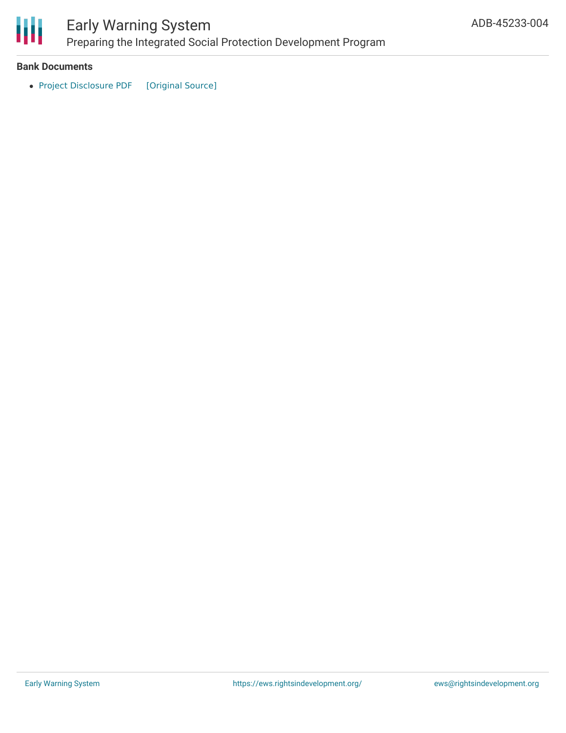**Bank Documents**

- Project Disclosure PDF [Original Source]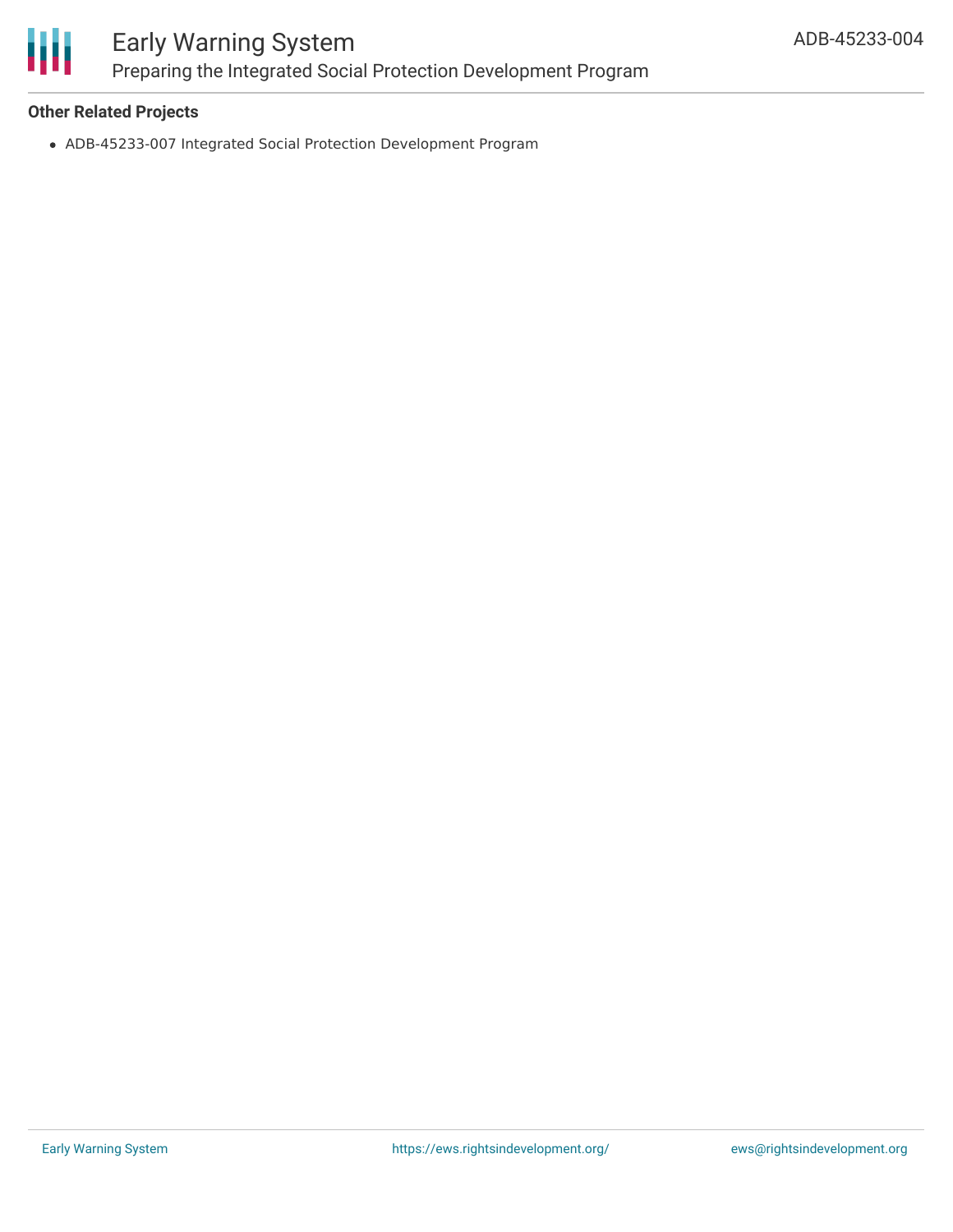**Other Related Projects**

- ADB-45233-007 Integrated Social Protection Development Program